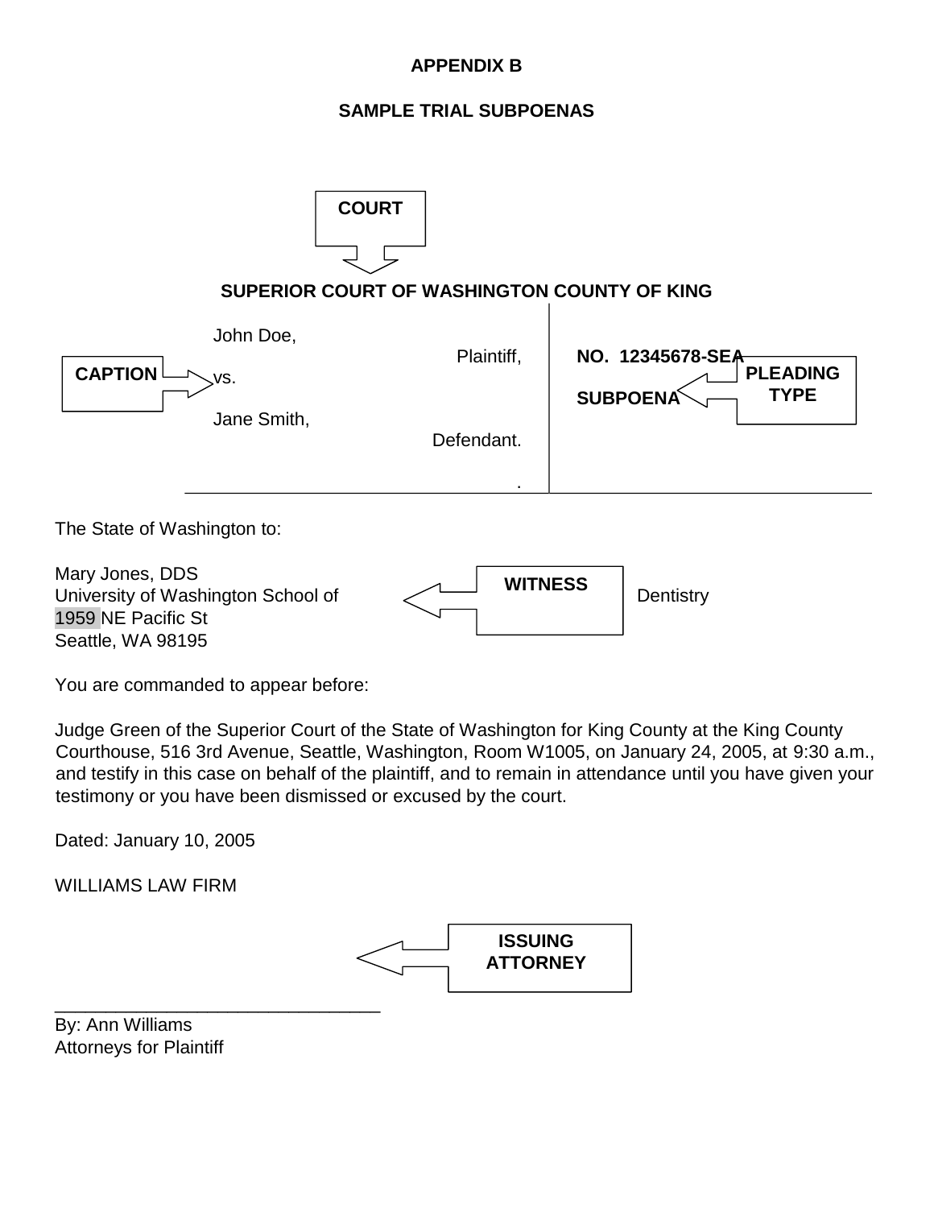**APPENDIX B**

**SAMPLE TRIAL SUBPOENAS**

**COURT**

**SUPERIOR COURT OF WASHINGTON COUNTY OF KING**

| | |
|---|---|
| John Doe,<br>Plaintiff,<br>vs.<br>Jane Smith,<br>Defendant. | **NO. 12345678-SEA**<br><br>**SUBPOENA** |

**CAPTION** → vs.

**PLEADING TYPE** → SUBPOENA

The State of Washington to:

Mary Jones, DDS
University of Washington School of Dentistry
1959 NE Pacific St
Seattle, WA 98195

**WITNESS**

You are commanded to appear before:

Judge Green of the Superior Court of the State of Washington for King County at the King County Courthouse, 516 3rd Avenue, Seattle, Washington, Room W1005, on January 24, 2005, at 9:30 a.m., and testify in this case on behalf of the plaintiff, and to remain in attendance until you have given your testimony or you have been dismissed or excused by the court.

Dated: January 10, 2005

WILLIAMS LAW FIRM

**ISSUING ATTORNEY**

________________________________
By: Ann Williams
Attorneys for Plaintiff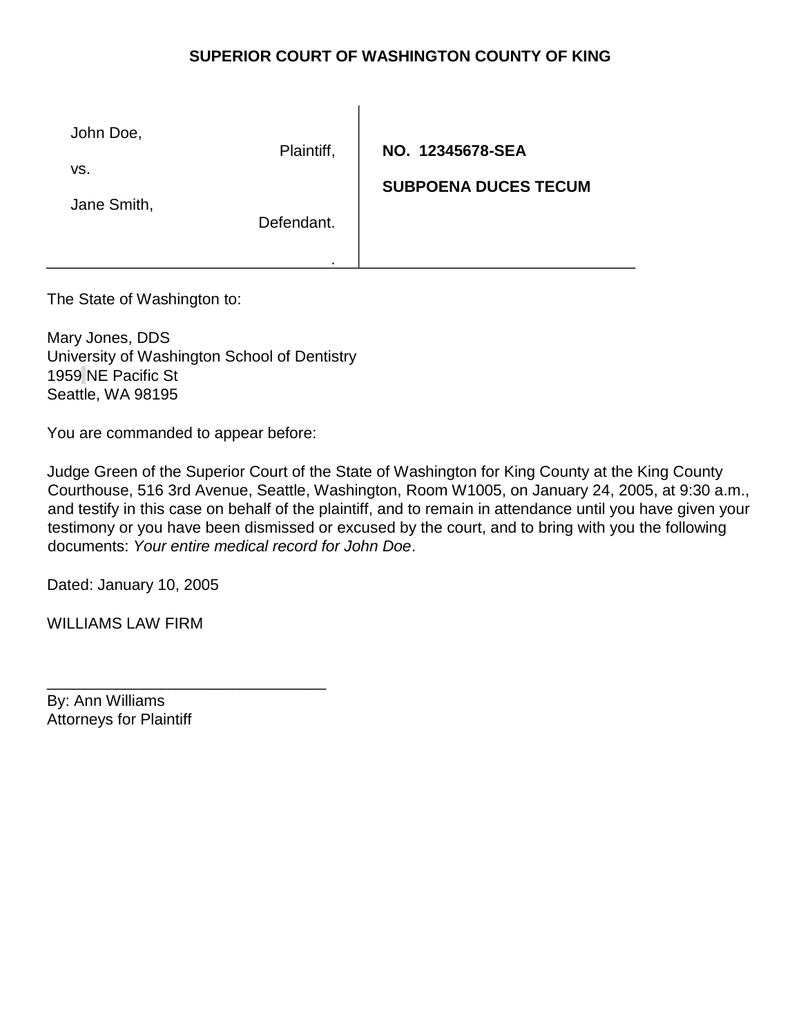**SUPERIOR COURT OF WASHINGTON COUNTY OF KING**

| | |
|---|---|
| John Doe, Plaintiff, vs. Jane Smith, Defendant. | **NO. 12345678-SEA** **SUBPOENA DUCES TECUM** |

The State of Washington to:

Mary Jones, DDS
University of Washington School of Dentistry
1959 NE Pacific St
Seattle, WA 98195

You are commanded to appear before:

Judge Green of the Superior Court of the State of Washington for King County at the King County Courthouse, 516 3rd Avenue, Seattle, Washington, Room W1005, on January 24, 2005, at 9:30 a.m., and testify in this case on behalf of the plaintiff, and to remain in attendance until you have given your testimony or you have been dismissed or excused by the court, and to bring with you the following documents: *Your entire medical record for John Doe*.

Dated: January 10, 2005

WILLIAMS LAW FIRM

\_\_\_\_\_\_\_\_\_\_\_\_\_\_\_\_\_\_\_\_\_\_\_\_\_\_\_\_\_\_\_\_

By: Ann Williams
Attorneys for Plaintiff